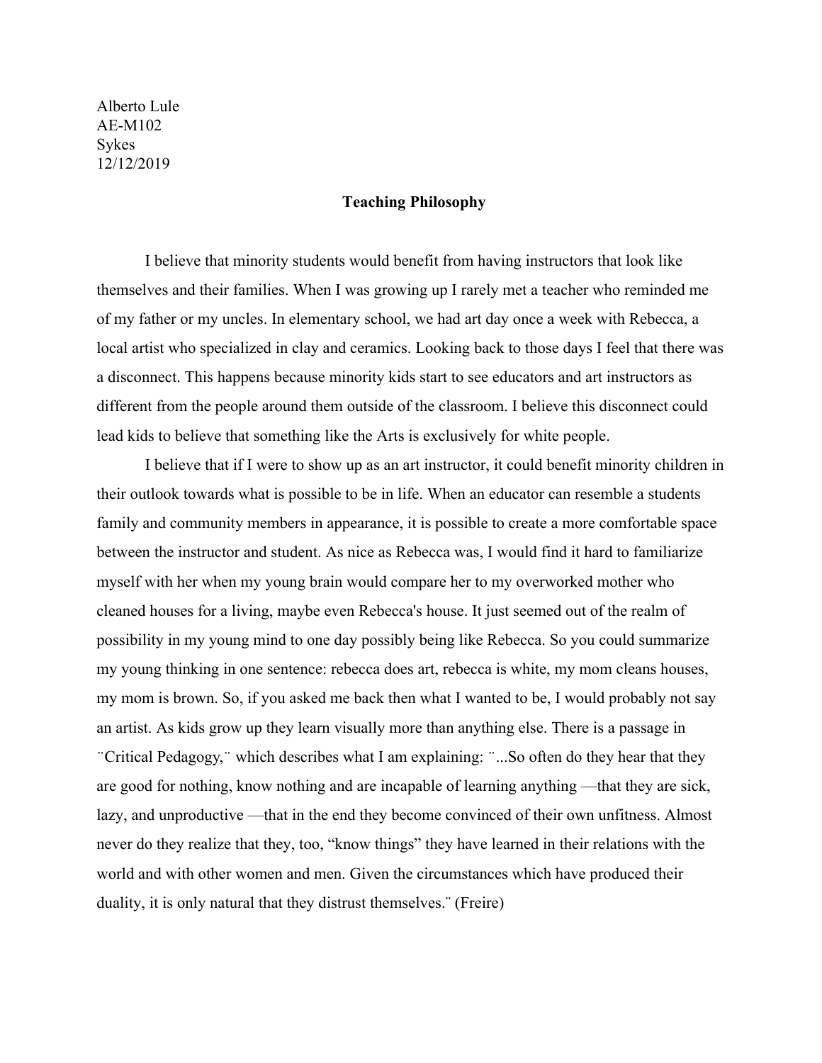Alberto Lule  
AE-M102  
Sykes  
12/12/2019

# Teaching Philosophy

I believe that minority students would benefit from having instructors that look like themselves and their families. When I was growing up I rarely met a teacher who reminded me of my father or my uncles. In elementary school, we had art day once a week with Rebecca, a local artist who specialized in clay and ceramics. Looking back to those days I feel that there was a disconnect. This happens because minority kids start to see educators and art instructors as different from the people around them outside of the classroom. I believe this disconnect could lead kids to believe that something like the Arts is exclusively for white people.

I believe that if I were to show up as an art instructor, it could benefit minority children in their outlook towards what is possible to be in life. When an educator can resemble a students family and community members in appearance, it is possible to create a more comfortable space between the instructor and student. As nice as Rebecca was, I would find it hard to familiarize myself with her when my young brain would compare her to my overworked mother who cleaned houses for a living, maybe even Rebecca's house. It just seemed out of the realm of possibility in my young mind to one day possibly being like Rebecca. So you could summarize my young thinking in one sentence: rebecca does art, rebecca is white, my mom cleans houses, my mom is brown. So, if you asked me back then what I wanted to be, I would probably not say an artist. As kids grow up they learn visually more than anything else. There is a passage in ¨Critical Pedagogy,¨ which describes what I am explaining: ¨...So often do they hear that they are good for nothing, know nothing and are incapable of learning anything —that they are sick, lazy, and unproductive —that in the end they become convinced of their own unfitness. Almost never do they realize that they, too, "know things" they have learned in their relations with the world and with other women and men. Given the circumstances which have produced their duality, it is only natural that they distrust themselves.¨ (Freire)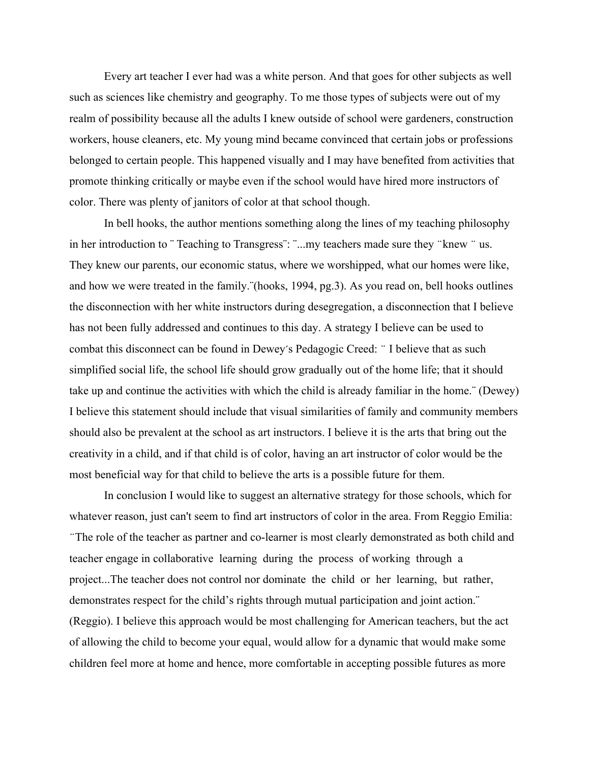Every art teacher I ever had was a white person. And that goes for other subjects as well such as sciences like chemistry and geography. To me those types of subjects were out of my realm of possibility because all the adults I knew outside of school were gardeners, construction workers, house cleaners, etc. My young mind became convinced that certain jobs or professions belonged to certain people. This happened visually and I may have benefited from activities that promote thinking critically or maybe even if the school would have hired more instructors of color. There was plenty of janitors of color at that school though.

In bell hooks, the author mentions something along the lines of my teaching philosophy in her introduction to ¨ Teaching to Transgress¨: ¨...my teachers made sure they ¨knew ¨ us. They knew our parents, our economic status, where we worshipped, what our homes were like, and how we were treated in the family.¨(hooks, 1994, pg.3). As you read on, bell hooks outlines the disconnection with her white instructors during desegregation, a disconnection that I believe has not been fully addressed and continues to this day. A strategy I believe can be used to combat this disconnect can be found in Dewey´s Pedagogic Creed: ¨ I believe that as such simplified social life, the school life should grow gradually out of the home life; that it should take up and continue the activities with which the child is already familiar in the home.¨ (Dewey) I believe this statement should include that visual similarities of family and community members should also be prevalent at the school as art instructors. I believe it is the arts that bring out the creativity in a child, and if that child is of color, having an art instructor of color would be the most beneficial way for that child to believe the arts is a possible future for them.

In conclusion I would like to suggest an alternative strategy for those schools, which for whatever reason, just can't seem to find art instructors of color in the area. From Reggio Emilia: ¨The role of the teacher as partner and co-learner is most clearly demonstrated as both child and teacher engage in collaborative learning during the process of working through a project...The teacher does not control nor dominate the child or her learning, but rather, demonstrates respect for the child's rights through mutual participation and joint action.¨ (Reggio). I believe this approach would be most challenging for American teachers, but the act of allowing the child to become your equal, would allow for a dynamic that would make some children feel more at home and hence, more comfortable in accepting possible futures as more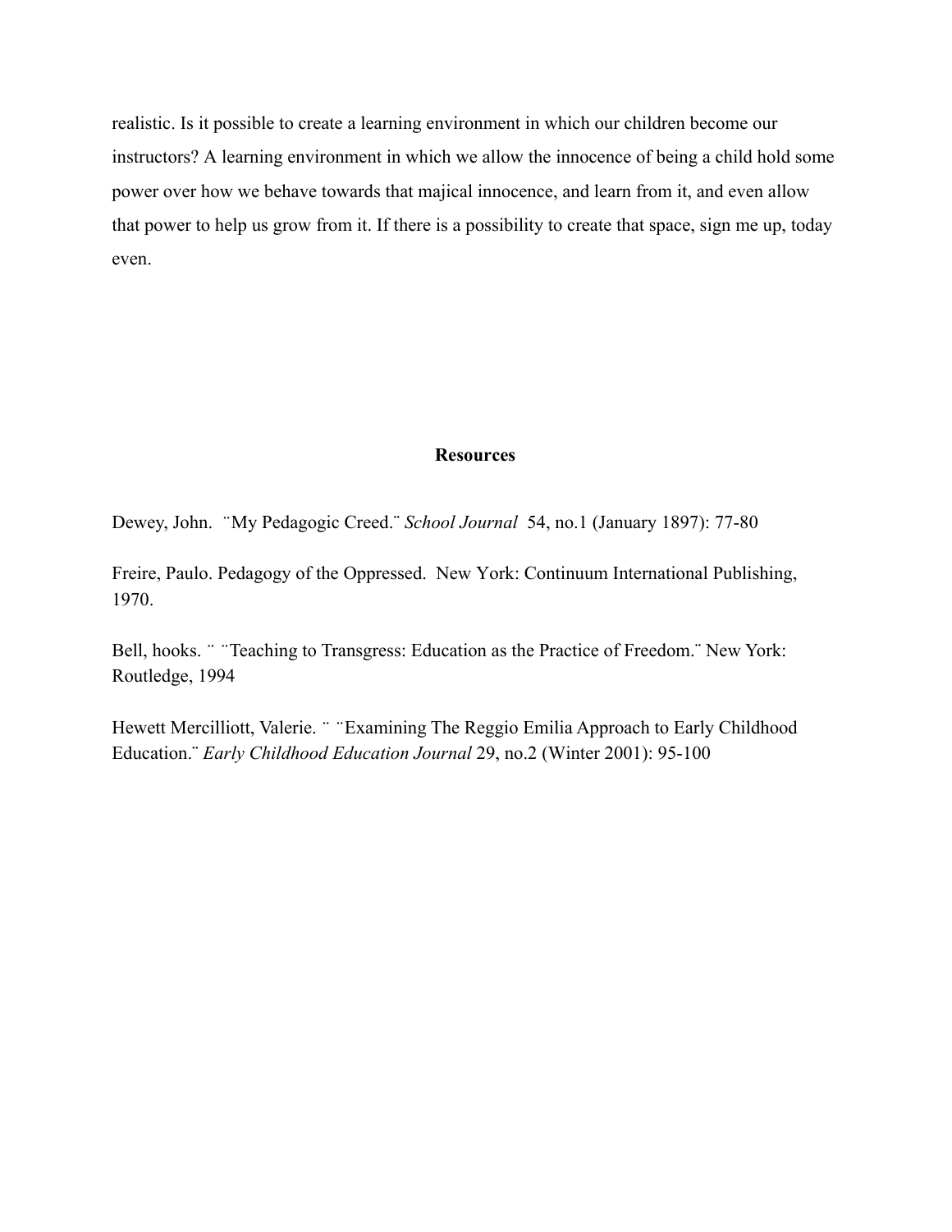realistic. Is it possible to create a learning environment in which our children become our instructors? A learning environment in which we allow the innocence of being a child hold some power over how we behave towards that majical innocence, and learn from it, and even allow that power to help us grow from it. If there is a possibility to create that space, sign me up, today even.

**Resources**

Dewey, John. ¨My Pedagogic Creed.¨ *School Journal* 54, no.1 (January 1897): 77-80

Freire, Paulo. Pedagogy of the Oppressed. New York: Continuum International Publishing, 1970.

Bell, hooks. ¨ ¨Teaching to Transgress: Education as the Practice of Freedom.¨ New York: Routledge, 1994

Hewett Mercilliott, Valerie. ¨ ¨Examining The Reggio Emilia Approach to Early Childhood Education.¨ *Early Childhood Education Journal* 29, no.2 (Winter 2001): 95-100